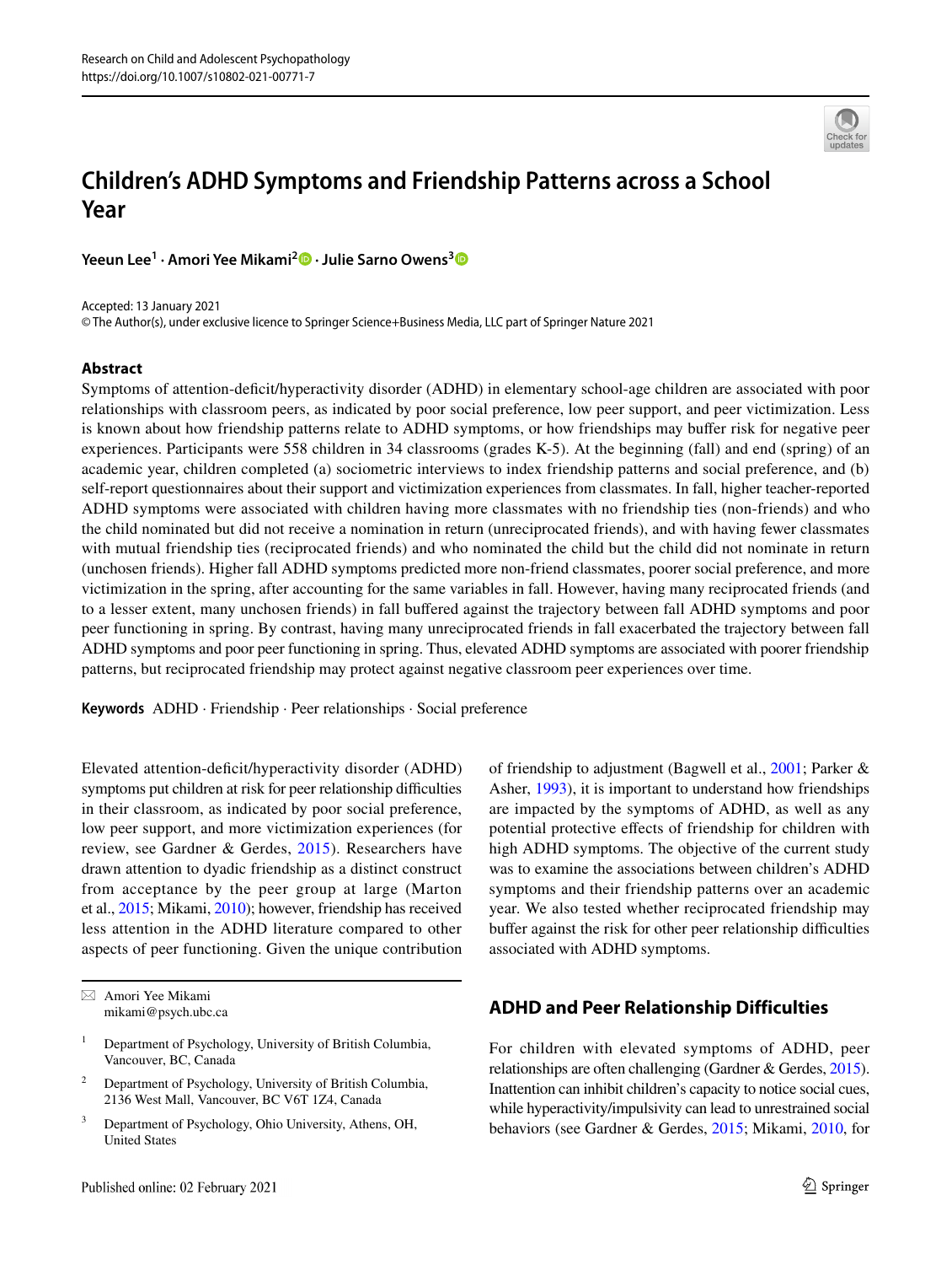# Children's ADHD Symptoms and Friendship Patterns across a School Year

**Yeeun Lee[1] · Amori Yee Mikami[2] · Julie Sarno Owens[3]**

Accepted: 13 January 2021
© The Author(s), under exclusive licence to Springer Science+Business Media, LLC part of Springer Nature 2021

## Abstract

Symptoms of attention-deficit/hyperactivity disorder (ADHD) in elementary school-age children are associated with poor relationships with classroom peers, as indicated by poor social preference, low peer support, and peer victimization. Less is known about how friendship patterns relate to ADHD symptoms, or how friendships may buffer risk for negative peer experiences. Participants were 558 children in 34 classrooms (grades K-5). At the beginning (fall) and end (spring) of an academic year, children completed (a) sociometric interviews to index friendship patterns and social preference, and (b) self-report questionnaires about their support and victimization experiences from classmates. In fall, higher teacher-reported ADHD symptoms were associated with children having more classmates with no friendship ties (non-friends) and who the child nominated but did not receive a nomination in return (unreciprocated friends), and with having fewer classmates with mutual friendship ties (reciprocated friends) and who nominated the child but the child did not nominate in return (unchosen friends). Higher fall ADHD symptoms predicted more non-friend classmates, poorer social preference, and more victimization in the spring, after accounting for the same variables in fall. However, having many reciprocated friends (and to a lesser extent, many unchosen friends) in fall buffered against the trajectory between fall ADHD symptoms and poor peer functioning in spring. By contrast, having many unreciprocated friends in fall exacerbated the trajectory between fall ADHD symptoms and poor peer functioning in spring. Thus, elevated ADHD symptoms are associated with poorer friendship patterns, but reciprocated friendship may protect against negative classroom peer experiences over time.

**Keywords** ADHD · Friendship · Peer relationships · Social preference

Elevated attention-deficit/hyperactivity disorder (ADHD) symptoms put children at risk for peer relationship difficulties in their classroom, as indicated by poor social preference, low peer support, and more victimization experiences (for review, see Gardner & Gerdes, 2015). Researchers have drawn attention to dyadic friendship as a distinct construct from acceptance by the peer group at large (Marton et al., 2015; Mikami, 2010); however, friendship has received less attention in the ADHD literature compared to other aspects of peer functioning. Given the unique contribution of friendship to adjustment (Bagwell et al., 2001; Parker & Asher, 1993), it is important to understand how friendships are impacted by the symptoms of ADHD, as well as any potential protective effects of friendship for children with high ADHD symptoms. The objective of the current study was to examine the associations between children's ADHD symptoms and their friendship patterns over an academic year. We also tested whether reciprocated friendship may buffer against the risk for other peer relationship difficulties associated with ADHD symptoms.

## ADHD and Peer Relationship Difficulties

For children with elevated symptoms of ADHD, peer relationships are often challenging (Gardner & Gerdes, 2015). Inattention can inhibit children's capacity to notice social cues, while hyperactivity/impulsivity can lead to unrestrained social behaviors (see Gardner & Gerdes, 2015; Mikami, 2010, for

---

✉ Amori Yee Mikami
mikami@psych.ubc.ca

[1] Department of Psychology, University of British Columbia, Vancouver, BC, Canada

[2] Department of Psychology, University of British Columbia, 2136 West Mall, Vancouver, BC V6T 1Z4, Canada

[3] Department of Psychology, Ohio University, Athens, OH, United States

Published online: 02 February 2021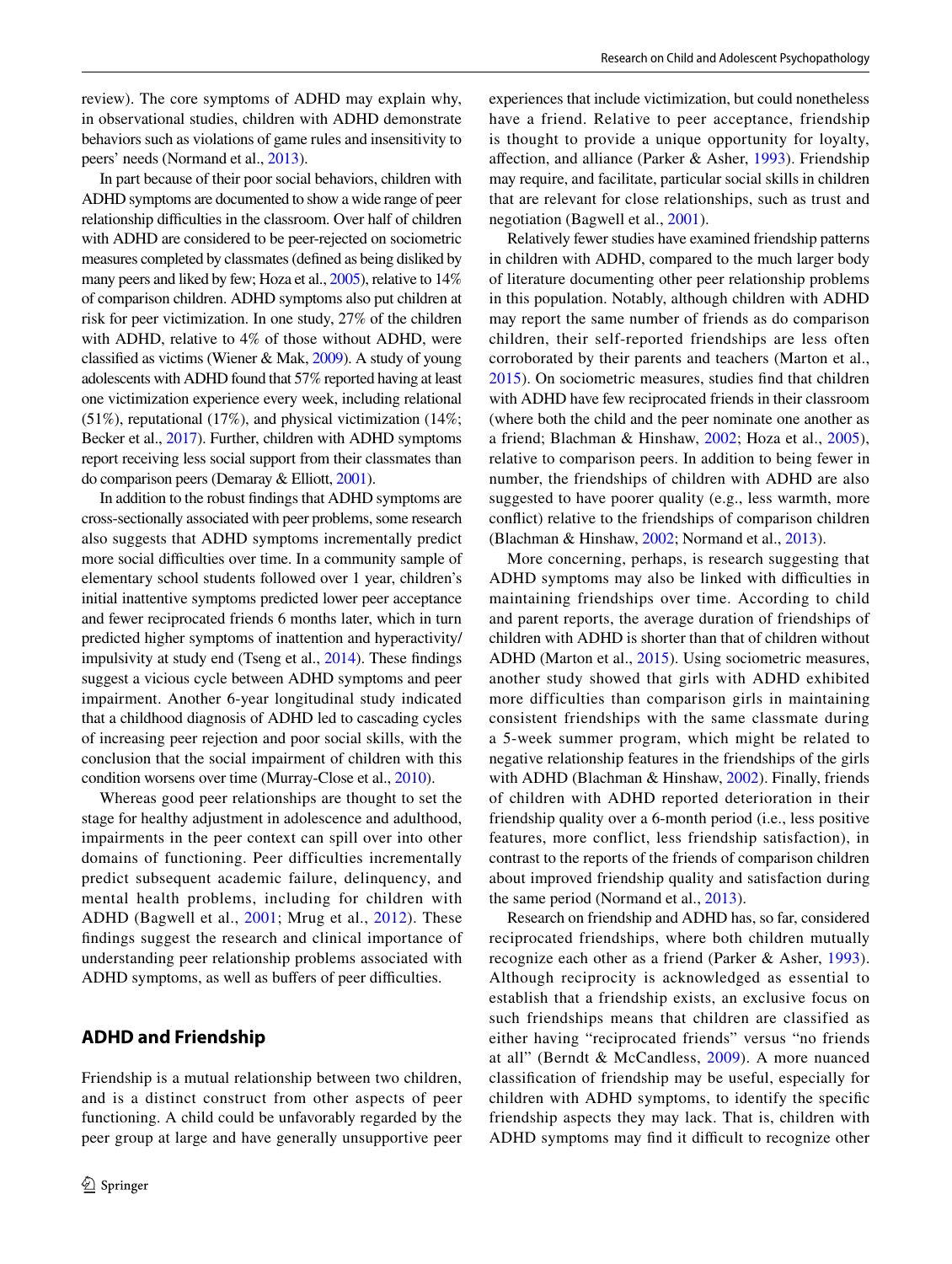review). The core symptoms of ADHD may explain why, in observational studies, children with ADHD demonstrate behaviors such as violations of game rules and insensitivity to peers' needs (Normand et al., 2013).

In part because of their poor social behaviors, children with ADHD symptoms are documented to show a wide range of peer relationship difficulties in the classroom. Over half of children with ADHD are considered to be peer-rejected on sociometric measures completed by classmates (defined as being disliked by many peers and liked by few; Hoza et al., 2005), relative to 14% of comparison children. ADHD symptoms also put children at risk for peer victimization. In one study, 27% of the children with ADHD, relative to 4% of those without ADHD, were classified as victims (Wiener & Mak, 2009). A study of young adolescents with ADHD found that 57% reported having at least one victimization experience every week, including relational (51%), reputational (17%), and physical victimization (14%; Becker et al., 2017). Further, children with ADHD symptoms report receiving less social support from their classmates than do comparison peers (Demaray & Elliott, 2001).

In addition to the robust findings that ADHD symptoms are cross-sectionally associated with peer problems, some research also suggests that ADHD symptoms incrementally predict more social difficulties over time. In a community sample of elementary school students followed over 1 year, children's initial inattentive symptoms predicted lower peer acceptance and fewer reciprocated friends 6 months later, which in turn predicted higher symptoms of inattention and hyperactivity/impulsivity at study end (Tseng et al., 2014). These findings suggest a vicious cycle between ADHD symptoms and peer impairment. Another 6-year longitudinal study indicated that a childhood diagnosis of ADHD led to cascading cycles of increasing peer rejection and poor social skills, with the conclusion that the social impairment of children with this condition worsens over time (Murray-Close et al., 2010).

Whereas good peer relationships are thought to set the stage for healthy adjustment in adolescence and adulthood, impairments in the peer context can spill over into other domains of functioning. Peer difficulties incrementally predict subsequent academic failure, delinquency, and mental health problems, including for children with ADHD (Bagwell et al., 2001; Mrug et al., 2012). These findings suggest the research and clinical importance of understanding peer relationship problems associated with ADHD symptoms, as well as buffers of peer difficulties.

## ADHD and Friendship

Friendship is a mutual relationship between two children, and is a distinct construct from other aspects of peer functioning. A child could be unfavorably regarded by the peer group at large and have generally unsupportive peer experiences that include victimization, but could nonetheless have a friend. Relative to peer acceptance, friendship is thought to provide a unique opportunity for loyalty, affection, and alliance (Parker & Asher, 1993). Friendship may require, and facilitate, particular social skills in children that are relevant for close relationships, such as trust and negotiation (Bagwell et al., 2001).

Relatively fewer studies have examined friendship patterns in children with ADHD, compared to the much larger body of literature documenting other peer relationship problems in this population. Notably, although children with ADHD may report the same number of friends as do comparison children, their self-reported friendships are less often corroborated by their parents and teachers (Marton et al., 2015). On sociometric measures, studies find that children with ADHD have few reciprocated friends in their classroom (where both the child and the peer nominate one another as a friend; Blachman & Hinshaw, 2002; Hoza et al., 2005), relative to comparison peers. In addition to being fewer in number, the friendships of children with ADHD are also suggested to have poorer quality (e.g., less warmth, more conflict) relative to the friendships of comparison children (Blachman & Hinshaw, 2002; Normand et al., 2013).

More concerning, perhaps, is research suggesting that ADHD symptoms may also be linked with difficulties in maintaining friendships over time. According to child and parent reports, the average duration of friendships of children with ADHD is shorter than that of children without ADHD (Marton et al., 2015). Using sociometric measures, another study showed that girls with ADHD exhibited more difficulties than comparison girls in maintaining consistent friendships with the same classmate during a 5-week summer program, which might be related to negative relationship features in the friendships of the girls with ADHD (Blachman & Hinshaw, 2002). Finally, friends of children with ADHD reported deterioration in their friendship quality over a 6-month period (i.e., less positive features, more conflict, less friendship satisfaction), in contrast to the reports of the friends of comparison children about improved friendship quality and satisfaction during the same period (Normand et al., 2013).

Research on friendship and ADHD has, so far, considered reciprocated friendships, where both children mutually recognize each other as a friend (Parker & Asher, 1993). Although reciprocity is acknowledged as essential to establish that a friendship exists, an exclusive focus on such friendships means that children are classified as either having "reciprocated friends" versus "no friends at all" (Berndt & McCandless, 2009). A more nuanced classification of friendship may be useful, especially for children with ADHD symptoms, to identify the specific friendship aspects they may lack. That is, children with ADHD symptoms may find it difficult to recognize other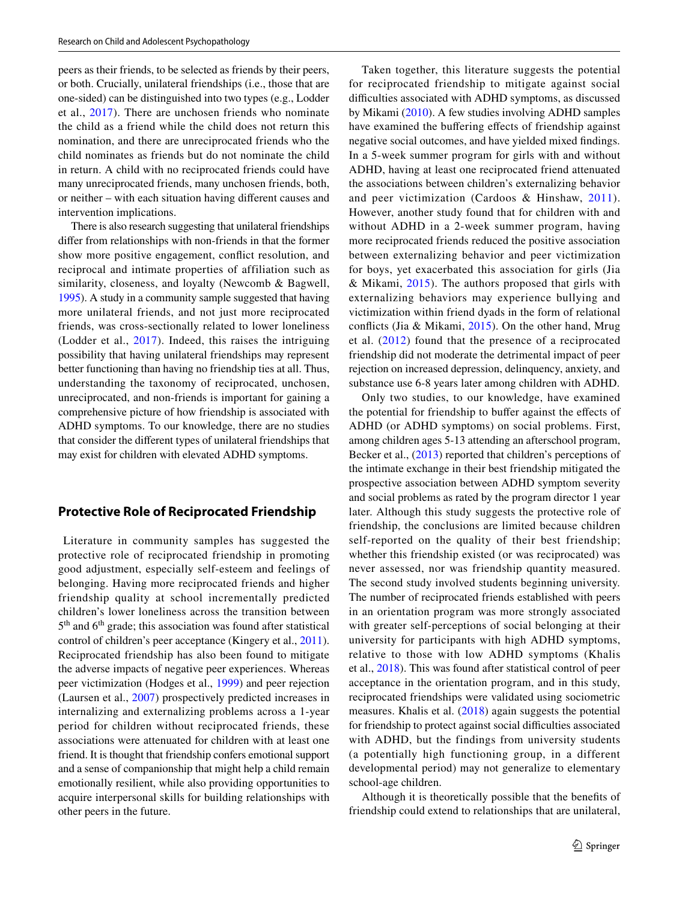peers as their friends, to be selected as friends by their peers, or both. Crucially, unilateral friendships (i.e., those that are one-sided) can be distinguished into two types (e.g., Lodder et al., 2017). There are unchosen friends who nominate the child as a friend while the child does not return this nomination, and there are unreciprocated friends who the child nominates as friends but do not nominate the child in return. A child with no reciprocated friends could have many unreciprocated friends, many unchosen friends, both, or neither – with each situation having different causes and intervention implications.

There is also research suggesting that unilateral friendships differ from relationships with non-friends in that the former show more positive engagement, conflict resolution, and reciprocal and intimate properties of affiliation such as similarity, closeness, and loyalty (Newcomb & Bagwell, 1995). A study in a community sample suggested that having more unilateral friends, and not just more reciprocated friends, was cross-sectionally related to lower loneliness (Lodder et al., 2017). Indeed, this raises the intriguing possibility that having unilateral friendships may represent better functioning than having no friendship ties at all. Thus, understanding the taxonomy of reciprocated, unchosen, unreciprocated, and non-friends is important for gaining a comprehensive picture of how friendship is associated with ADHD symptoms. To our knowledge, there are no studies that consider the different types of unilateral friendships that may exist for children with elevated ADHD symptoms.

## Protective Role of Reciprocated Friendship

Literature in community samples has suggested the protective role of reciprocated friendship in promoting good adjustment, especially self-esteem and feelings of belonging. Having more reciprocated friends and higher friendship quality at school incrementally predicted children's lower loneliness across the transition between 5th and 6th grade; this association was found after statistical control of children's peer acceptance (Kingery et al., 2011). Reciprocated friendship has also been found to mitigate the adverse impacts of negative peer experiences. Whereas peer victimization (Hodges et al., 1999) and peer rejection (Laursen et al., 2007) prospectively predicted increases in internalizing and externalizing problems across a 1-year period for children without reciprocated friends, these associations were attenuated for children with at least one friend. It is thought that friendship confers emotional support and a sense of companionship that might help a child remain emotionally resilient, while also providing opportunities to acquire interpersonal skills for building relationships with other peers in the future.

Taken together, this literature suggests the potential for reciprocated friendship to mitigate against social difficulties associated with ADHD symptoms, as discussed by Mikami (2010). A few studies involving ADHD samples have examined the buffering effects of friendship against negative social outcomes, and have yielded mixed findings. In a 5-week summer program for girls with and without ADHD, having at least one reciprocated friend attenuated the associations between children's externalizing behavior and peer victimization (Cardoos & Hinshaw, 2011). However, another study found that for children with and without ADHD in a 2-week summer program, having more reciprocated friends reduced the positive association between externalizing behavior and peer victimization for boys, yet exacerbated this association for girls (Jia & Mikami, 2015). The authors proposed that girls with externalizing behaviors may experience bullying and victimization within friend dyads in the form of relational conflicts (Jia & Mikami, 2015). On the other hand, Mrug et al. (2012) found that the presence of a reciprocated friendship did not moderate the detrimental impact of peer rejection on increased depression, delinquency, anxiety, and substance use 6-8 years later among children with ADHD.

Only two studies, to our knowledge, have examined the potential for friendship to buffer against the effects of ADHD (or ADHD symptoms) on social problems. First, among children ages 5-13 attending an afterschool program, Becker et al., (2013) reported that children's perceptions of the intimate exchange in their best friendship mitigated the prospective association between ADHD symptom severity and social problems as rated by the program director 1 year later. Although this study suggests the protective role of friendship, the conclusions are limited because children self-reported on the quality of their best friendship; whether this friendship existed (or was reciprocated) was never assessed, nor was friendship quantity measured. The second study involved students beginning university. The number of reciprocated friends established with peers in an orientation program was more strongly associated with greater self-perceptions of social belonging at their university for participants with high ADHD symptoms, relative to those with low ADHD symptoms (Khalis et al., 2018). This was found after statistical control of peer acceptance in the orientation program, and in this study, reciprocated friendships were validated using sociometric measures. Khalis et al. (2018) again suggests the potential for friendship to protect against social difficulties associated with ADHD, but the findings from university students (a potentially high functioning group, in a different developmental period) may not generalize to elementary school-age children.

Although it is theoretically possible that the benefits of friendship could extend to relationships that are unilateral,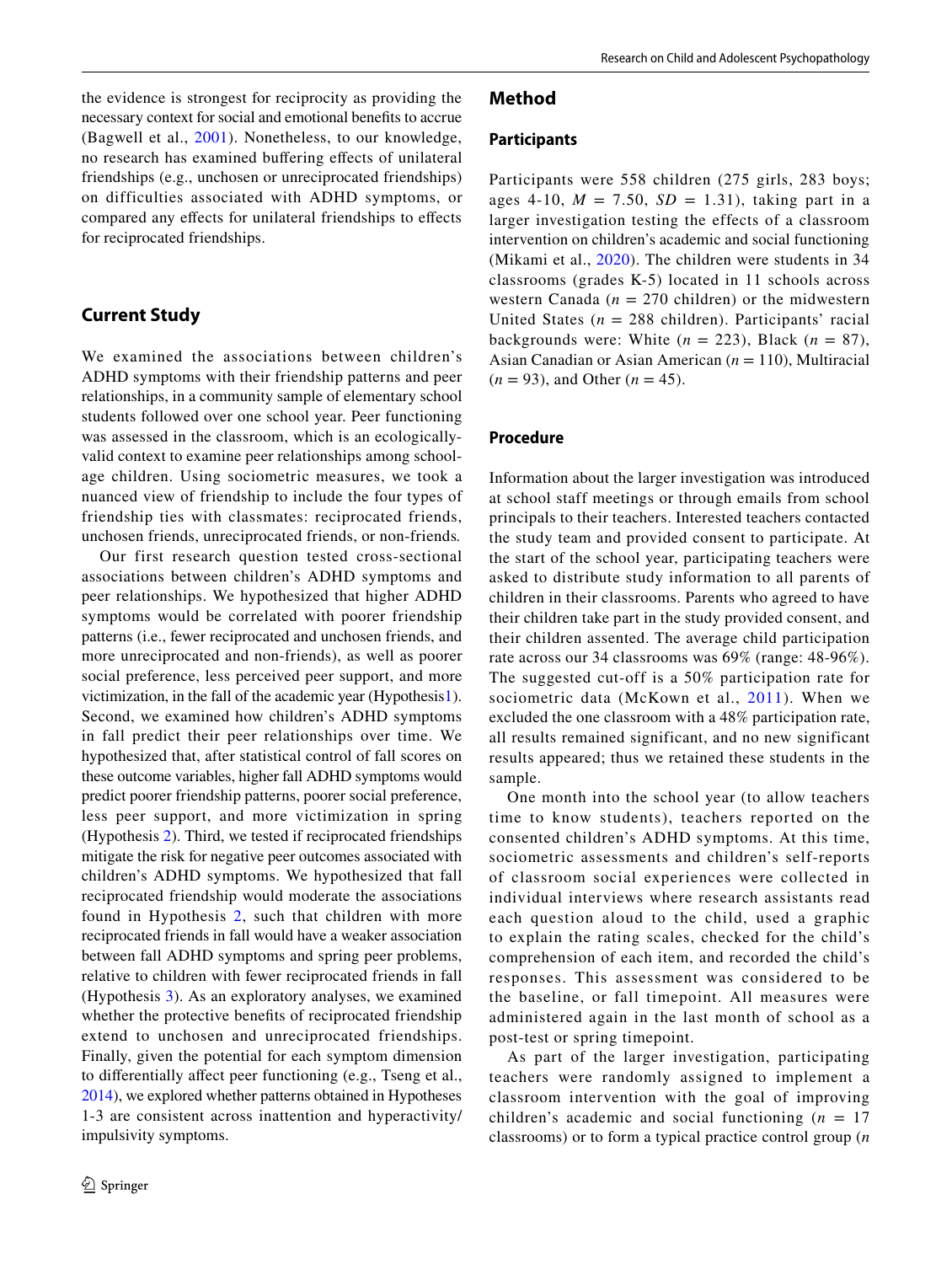the evidence is strongest for reciprocity as providing the necessary context for social and emotional benefits to accrue (Bagwell et al., 2001). Nonetheless, to our knowledge, no research has examined buffering effects of unilateral friendships (e.g., unchosen or unreciprocated friendships) on difficulties associated with ADHD symptoms, or compared any effects for unilateral friendships to effects for reciprocated friendships.

## Current Study

We examined the associations between children's ADHD symptoms with their friendship patterns and peer relationships, in a community sample of elementary school students followed over one school year. Peer functioning was assessed in the classroom, which is an ecologically-valid context to examine peer relationships among school-age children. Using sociometric measures, we took a nuanced view of friendship to include the four types of friendship ties with classmates: reciprocated friends, unchosen friends, unreciprocated friends, or non-friends.

Our first research question tested cross-sectional associations between children's ADHD symptoms and peer relationships. We hypothesized that higher ADHD symptoms would be correlated with poorer friendship patterns (i.e., fewer reciprocated and unchosen friends, and more unreciprocated and non-friends), as well as poorer social preference, less perceived peer support, and more victimization, in the fall of the academic year (Hypothesis1). Second, we examined how children's ADHD symptoms in fall predict their peer relationships over time. We hypothesized that, after statistical control of fall scores on these outcome variables, higher fall ADHD symptoms would predict poorer friendship patterns, poorer social preference, less peer support, and more victimization in spring (Hypothesis 2). Third, we tested if reciprocated friendships mitigate the risk for negative peer outcomes associated with children's ADHD symptoms. We hypothesized that fall reciprocated friendship would moderate the associations found in Hypothesis 2, such that children with more reciprocated friends in fall would have a weaker association between fall ADHD symptoms and spring peer problems, relative to children with fewer reciprocated friends in fall (Hypothesis 3). As an exploratory analyses, we examined whether the protective benefits of reciprocated friendship extend to unchosen and unreciprocated friendships. Finally, given the potential for each symptom dimension to differentially affect peer functioning (e.g., Tseng et al., 2014), we explored whether patterns obtained in Hypotheses 1-3 are consistent across inattention and hyperactivity/impulsivity symptoms.

## Method

### Participants

Participants were 558 children (275 girls, 283 boys; ages 4-10, $M$ = 7.50, $SD$ = 1.31), taking part in a larger investigation testing the effects of a classroom intervention on children's academic and social functioning (Mikami et al., 2020). The children were students in 34 classrooms (grades K-5) located in 11 schools across western Canada ($n$ = 270 children) or the midwestern United States ($n$ = 288 children). Participants' racial backgrounds were: White ($n$ = 223), Black ($n$ = 87), Asian Canadian or Asian American ($n$ = 110), Multiracial ($n$ = 93), and Other ($n$ = 45).

### Procedure

Information about the larger investigation was introduced at school staff meetings or through emails from school principals to their teachers. Interested teachers contacted the study team and provided consent to participate. At the start of the school year, participating teachers were asked to distribute study information to all parents of children in their classrooms. Parents who agreed to have their children take part in the study provided consent, and their children assented. The average child participation rate across our 34 classrooms was 69% (range: 48-96%). The suggested cut-off is a 50% participation rate for sociometric data (McKown et al., 2011). When we excluded the one classroom with a 48% participation rate, all results remained significant, and no new significant results appeared; thus we retained these students in the sample.

One month into the school year (to allow teachers time to know students), teachers reported on the consented children's ADHD symptoms. At this time, sociometric assessments and children's self-reports of classroom social experiences were collected in individual interviews where research assistants read each question aloud to the child, used a graphic to explain the rating scales, checked for the child's comprehension of each item, and recorded the child's responses. This assessment was considered to be the baseline, or fall timepoint. All measures were administered again in the last month of school as a post-test or spring timepoint.

As part of the larger investigation, participating teachers were randomly assigned to implement a classroom intervention with the goal of improving children's academic and social functioning ($n$ = 17 classrooms) or to form a typical practice control group ($n$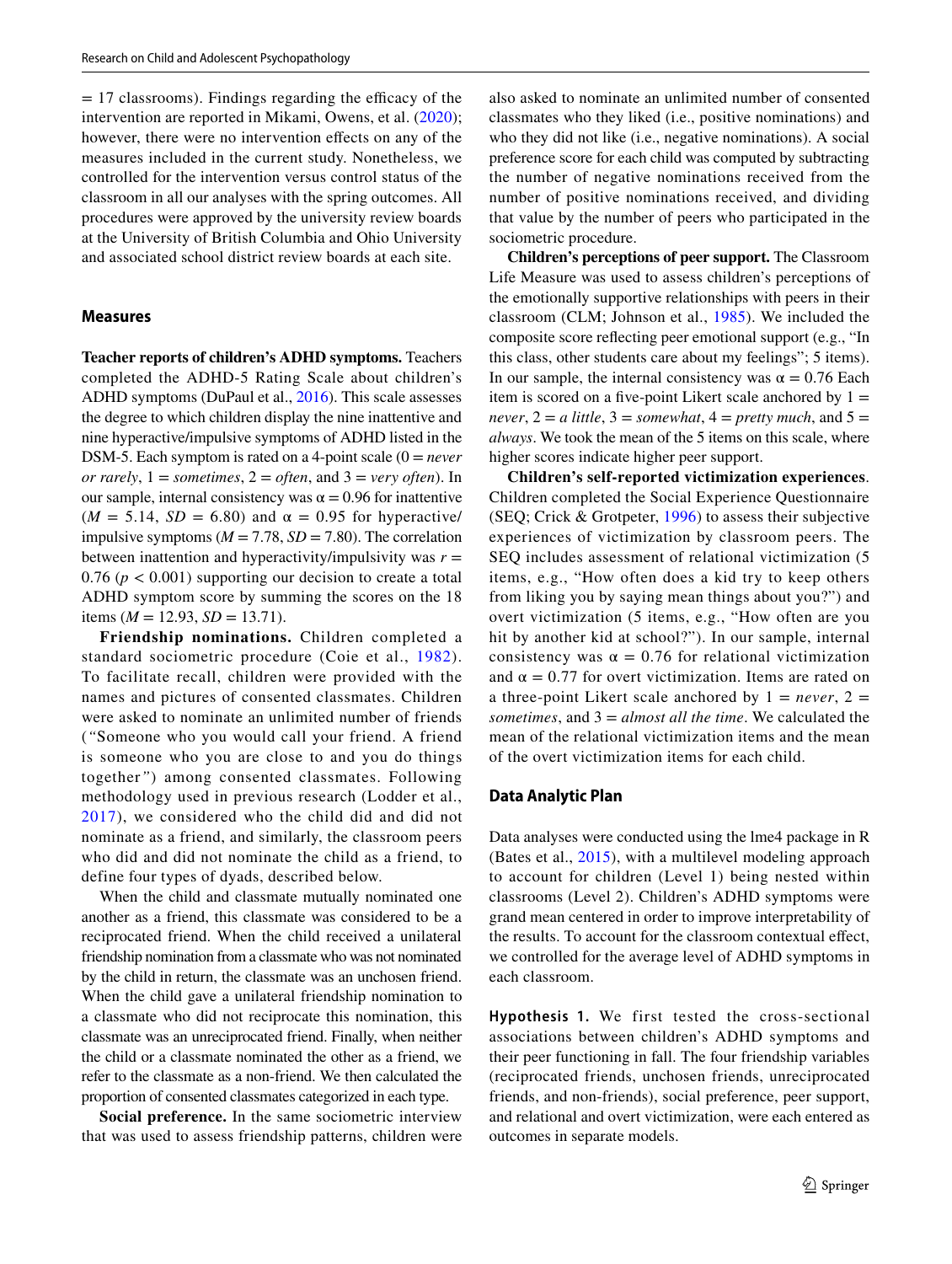= 17 classrooms). Findings regarding the efficacy of the intervention are reported in Mikami, Owens, et al. (2020); however, there were no intervention effects on any of the measures included in the current study. Nonetheless, we controlled for the intervention versus control status of the classroom in all our analyses with the spring outcomes. All procedures were approved by the university review boards at the University of British Columbia and Ohio University and associated school district review boards at each site.

## Measures

**Teacher reports of children's ADHD symptoms.** Teachers completed the ADHD-5 Rating Scale about children's ADHD symptoms (DuPaul et al., 2016). This scale assesses the degree to which children display the nine inattentive and nine hyperactive/impulsive symptoms of ADHD listed in the DSM-5. Each symptom is rated on a 4-point scale (0 = *never or rarely*, 1 = *sometimes*, 2 = *often*, and 3 = *very often*). In our sample, internal consistency was $\alpha = 0.96$ for inattentive ($M = 5.14$, $SD = 6.80$) and $\alpha = 0.95$ for hyperactive/impulsive symptoms ($M = 7.78$, $SD = 7.80$). The correlation between inattention and hyperactivity/impulsivity was $r = 0.76$ ($p < 0.001$) supporting our decision to create a total ADHD symptom score by summing the scores on the 18 items ($M = 12.93$, $SD = 13.71$).

**Friendship nominations.** Children completed a standard sociometric procedure (Coie et al., 1982). To facilitate recall, children were provided with the names and pictures of consented classmates. Children were asked to nominate an unlimited number of friends (*"Someone who you would call your friend. A friend is someone who you are close to and you do things together"*) among consented classmates. Following methodology used in previous research (Lodder et al., 2017), we considered who the child did and did not nominate as a friend, and similarly, the classroom peers who did and did not nominate the child as a friend, to define four types of dyads, described below.

When the child and classmate mutually nominated one another as a friend, this classmate was considered to be a reciprocated friend. When the child received a unilateral friendship nomination from a classmate who was not nominated by the child in return, the classmate was an unchosen friend. When the child gave a unilateral friendship nomination to a classmate who did not reciprocate this nomination, this classmate was an unreciprocated friend. Finally, when neither the child or a classmate nominated the other as a friend, we refer to the classmate as a non-friend. We then calculated the proportion of consented classmates categorized in each type.

**Social preference.** In the same sociometric interview that was used to assess friendship patterns, children were also asked to nominate an unlimited number of consented classmates who they liked (i.e., positive nominations) and who they did not like (i.e., negative nominations). A social preference score for each child was computed by subtracting the number of negative nominations received from the number of positive nominations received, and dividing that value by the number of peers who participated in the sociometric procedure.

**Children's perceptions of peer support.** The Classroom Life Measure was used to assess children's perceptions of the emotionally supportive relationships with peers in their classroom (CLM; Johnson et al., 1985). We included the composite score reflecting peer emotional support (e.g., "In this class, other students care about my feelings"; 5 items). In our sample, the internal consistency was $\alpha = 0.76$ Each item is scored on a five-point Likert scale anchored by 1 = *never*, 2 = *a little*, 3 = *somewhat*, 4 = *pretty much*, and 5 = *always*. We took the mean of the 5 items on this scale, where higher scores indicate higher peer support.

**Children's self-reported victimization experiences**. Children completed the Social Experience Questionnaire (SEQ; Crick & Grotpeter, 1996) to assess their subjective experiences of victimization by classroom peers. The SEQ includes assessment of relational victimization (5 items, e.g., "How often does a kid try to keep others from liking you by saying mean things about you?") and overt victimization (5 items, e.g., "How often are you hit by another kid at school?"). In our sample, internal consistency was $\alpha = 0.76$ for relational victimization and $\alpha = 0.77$ for overt victimization. Items are rated on a three-point Likert scale anchored by 1 = *never*, 2 = *sometimes*, and 3 = *almost all the time*. We calculated the mean of the relational victimization items and the mean of the overt victimization items for each child.

## Data Analytic Plan

Data analyses were conducted using the lme4 package in R (Bates et al., 2015), with a multilevel modeling approach to account for children (Level 1) being nested within classrooms (Level 2). Children's ADHD symptoms were grand mean centered in order to improve interpretability of the results. To account for the classroom contextual effect, we controlled for the average level of ADHD symptoms in each classroom.

**Hypothesis 1.** We first tested the cross-sectional associations between children's ADHD symptoms and their peer functioning in fall. The four friendship variables (reciprocated friends, unchosen friends, unreciprocated friends, and non-friends), social preference, peer support, and relational and overt victimization, were each entered as outcomes in separate models.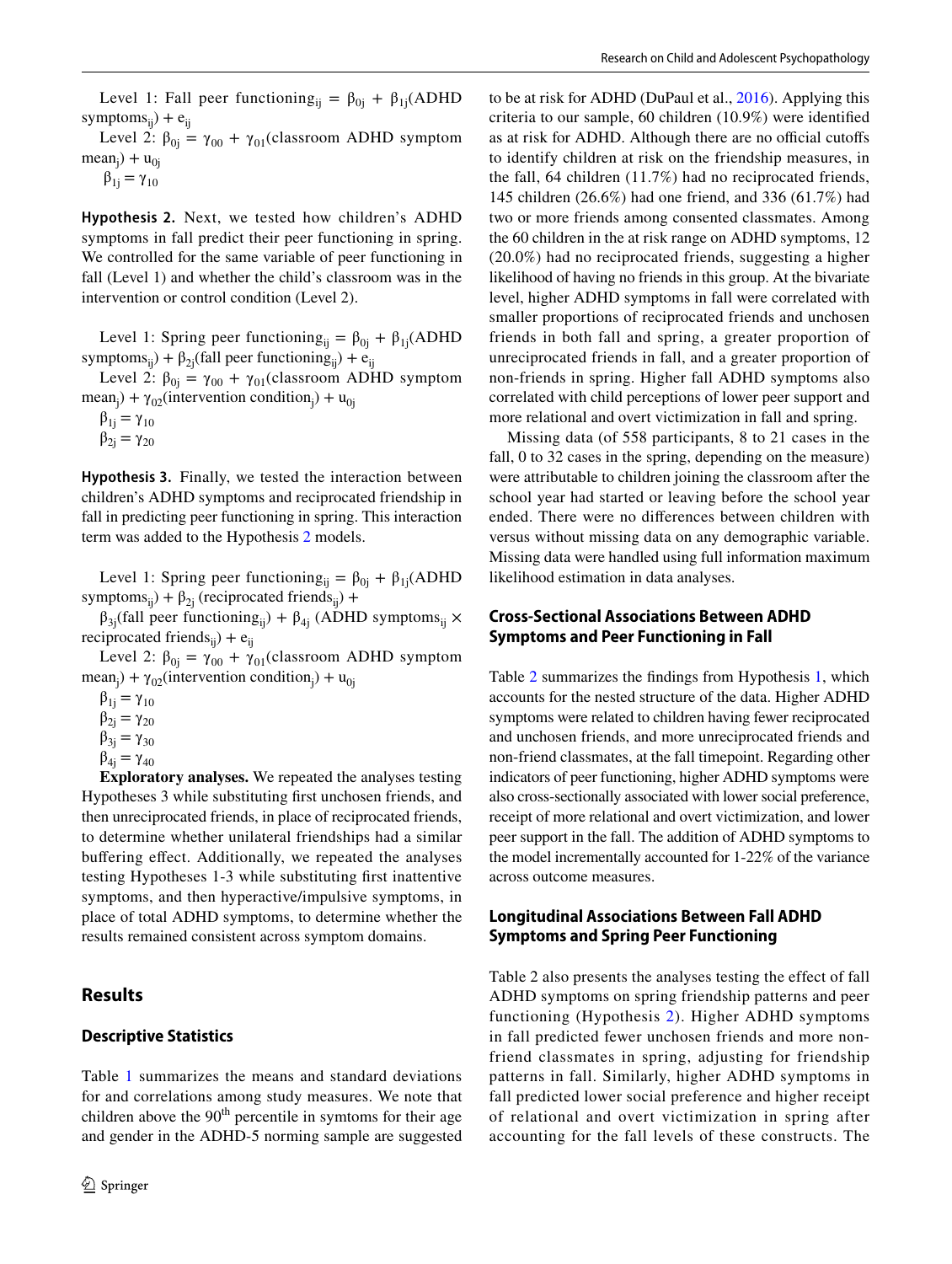Level 1: Fall peer functioning$_{ij}$ = $\beta_{0j}$ + $\beta_{1j}$(ADHD symptoms$_{ij}$) + $e_{ij}$

Level 2: $\beta_{0j}$ = $\gamma_{00}$ + $\gamma_{01}$(classroom ADHD symptom mean$_j$) + $u_{0j}$

$\beta_{1j} = \gamma_{10}$

**Hypothesis 2.** Next, we tested how children's ADHD symptoms in fall predict their peer functioning in spring. We controlled for the same variable of peer functioning in fall (Level 1) and whether the child's classroom was in the intervention or control condition (Level 2).

Level 1: Spring peer functioning$_{ij}$ = $\beta_{0j}$ + $\beta_{1j}$(ADHD symptoms$_{ij}$) + $\beta_{2j}$(fall peer functioning$_{ij}$) + $e_{ij}$

Level 2: $\beta_{0j}$ = $\gamma_{00}$ + $\gamma_{01}$(classroom ADHD symptom mean$_j$) + $\gamma_{02}$(intervention condition$_j$) + $u_{0j}$

$\beta_{1j} = \gamma_{10}$

$\beta_{2j} = \gamma_{20}$

**Hypothesis 3.** Finally, we tested the interaction between children's ADHD symptoms and reciprocated friendship in fall in predicting peer functioning in spring. This interaction term was added to the Hypothesis 2 models.

Level 1: Spring peer functioning$_{ij}$ = $\beta_{0j}$ + $\beta_{1j}$(ADHD symptoms$_{ij}$) + $\beta_{2j}$ (reciprocated friends$_{ij}$) +

$\beta_{3j}$(fall peer functioning$_{ij}$) + $\beta_{4j}$ (ADHD symptoms$_{ij}$ × reciprocated friends$_{ij}$) + $e_{ij}$

Level 2: $\beta_{0j}$ = $\gamma_{00}$ + $\gamma_{01}$(classroom ADHD symptom mean$_j$) + $\gamma_{02}$(intervention condition$_j$) + $u_{0j}$

$\beta_{1j} = \gamma_{10}$

$\beta_{2j} = \gamma_{20}$

$\beta_{3j} = \gamma_{30}$

$\beta_{4j} = \gamma_{40}$

**Exploratory analyses.** We repeated the analyses testing Hypotheses 3 while substituting first unchosen friends, and then unreciprocated friends, in place of reciprocated friends, to determine whether unilateral friendships had a similar buffering effect. Additionally, we repeated the analyses testing Hypotheses 1-3 while substituting first inattentive symptoms, and then hyperactive/impulsive symptoms, in place of total ADHD symptoms, to determine whether the results remained consistent across symptom domains.

## Results

### Descriptive Statistics

Table 1 summarizes the means and standard deviations for and correlations among study measures. We note that children above the 90th percentile in symtoms for their age and gender in the ADHD-5 norming sample are suggested to be at risk for ADHD (DuPaul et al., 2016). Applying this criteria to our sample, 60 children (10.9%) were identified as at risk for ADHD. Although there are no official cutoffs to identify children at risk on the friendship measures, in the fall, 64 children (11.7%) had no reciprocated friends, 145 children (26.6%) had one friend, and 336 (61.7%) had two or more friends among consented classmates. Among the 60 children in the at risk range on ADHD symptoms, 12 (20.0%) had no reciprocated friends, suggesting a higher likelihood of having no friends in this group. At the bivariate level, higher ADHD symptoms in fall were correlated with smaller proportions of reciprocated friends and unchosen friends in both fall and spring, a greater proportion of unreciprocated friends in fall, and a greater proportion of non-friends in spring. Higher fall ADHD symptoms also correlated with child perceptions of lower peer support and more relational and overt victimization in fall and spring.

Missing data (of 558 participants, 8 to 21 cases in the fall, 0 to 32 cases in the spring, depending on the measure) were attributable to children joining the classroom after the school year had started or leaving before the school year ended. There were no differences between children with versus without missing data on any demographic variable. Missing data were handled using full information maximum likelihood estimation in data analyses.

### Cross-Sectional Associations Between ADHD Symptoms and Peer Functioning in Fall

Table 2 summarizes the findings from Hypothesis 1, which accounts for the nested structure of the data. Higher ADHD symptoms were related to children having fewer reciprocated and unchosen friends, and more unreciprocated friends and non-friend classmates, at the fall timepoint. Regarding other indicators of peer functioning, higher ADHD symptoms were also cross-sectionally associated with lower social preference, receipt of more relational and overt victimization, and lower peer support in the fall. The addition of ADHD symptoms to the model incrementally accounted for 1-22% of the variance across outcome measures.

### Longitudinal Associations Between Fall ADHD Symptoms and Spring Peer Functioning

Table 2 also presents the analyses testing the effect of fall ADHD symptoms on spring friendship patterns and peer functioning (Hypothesis 2). Higher ADHD symptoms in fall predicted fewer unchosen friends and more non-friend classmates in spring, adjusting for friendship patterns in fall. Similarly, higher ADHD symptoms in fall predicted lower social preference and higher receipt of relational and overt victimization in spring after accounting for the fall levels of these constructs. The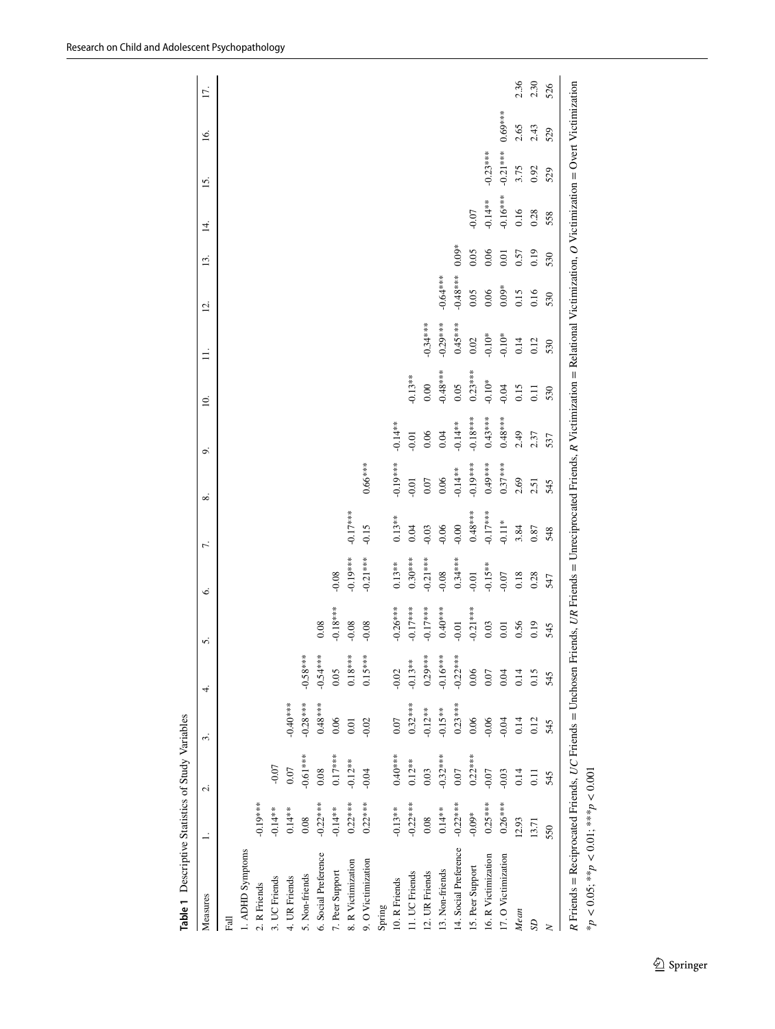**Table 1** Descriptive Statistics of Study Variables

| Measures | 1. | 2. | 3. | 4. | 5. | 6. | 7. | 8. | 9. | 10. | 11. | 12. | 13. | 14. | 15. | 16. | 17. |
|---|---|---|---|---|---|---|---|---|---|---|---|---|---|---|---|---|---|
| Fall | | | | | | | | | | | | | | | | | |
| 1. ADHD Symptoms | | | | | | | | | | | | | | | | | |
| 2. R Friends | -0.19*** | | | | | | | | | | | | | | | | |
| 3. UC Friends | -0.14** | -0.07 | | | | | | | | | | | | | | | |
| 4. UR Friends | 0.14** | 0.07 | -0.40*** | | | | | | | | | | | | | | |
| 5. Non-friends | 0.08 | -0.61*** | -0.28*** | -0.58*** | | | | | | | | | | | | | |
| 6. Social Preference | -0.22*** | 0.08 | 0.48*** | -0.54*** | 0.08 | | | | | | | | | | | | |
| 7. Peer Support | -0.14** | 0.17*** | 0.06 | 0.05 | -0.18*** | -0.08 | | | | | | | | | | | |
| 8. R Victimization | 0.22*** | -0.12** | 0.01 | 0.18*** | -0.08 | -0.19*** | -0.17*** | | | | | | | | | | |
| 9. O Victimization | 0.22*** | -0.04 | -0.02 | 0.15*** | -0.08 | -0.21*** | -0.15 | 0.66*** | | | | | | | | | |
| Spring | | | | | | | | | | | | | | | | | |
| 10. R Friends | -0.13** | 0.40*** | 0.07 | -0.02 | -0.26*** | 0.13** | 0.13** | -0.19*** | -0.14** | | | | | | | | |
| 11. UC Friends | -0.22*** | 0.12** | 0.32*** | -0.13** | -0.17*** | 0.30*** | 0.04 | -0.01 | -0.01 | -0.13** | | | | | | | |
| 12. UR Friends | 0.08 | 0.03 | -0.12** | 0.29*** | -0.17*** | -0.21*** | -0.03 | 0.07 | 0.06 | 0.00 | -0.34*** | | | | | | |
| 13. Non-friends | 0.14** | -0.32*** | -0.15** | -0.16*** | 0.40*** | -0.08 | -0.06 | 0.06 | 0.04 | -0.48*** | -0.29*** | -0.64*** | | | | | |
| 14. Social Preference | -0.22*** | 0.07 | 0.23*** | -0.22*** | -0.01 | 0.34*** | -0.00 | -0.14** | -0.14** | 0.05 | 0.45*** | -0.48*** | 0.09* | | | | |
| 15. Peer Support | -0.09* | 0.22*** | 0.06 | 0.06 | -0.21*** | -0.01 | 0.48*** | -0.19*** | -0.18*** | 0.23*** | 0.02 | 0.05 | 0.05 | -0.07 | | | |
| 16. R Victimization | 0.25*** | -0.07 | -0.06 | 0.07 | 0.03 | -0.15** | -0.17*** | 0.49*** | 0.43*** | -0.10* | -0.10* | 0.06 | 0.06 | -0.14** | -0.23*** | | |
| 17. O Victimization | 0.26*** | -0.03 | -0.04 | 0.04 | 0.01 | -0.07 | -0.11* | 0.37*** | 0.48*** | -0.04 | -0.10* | 0.09* | 0.01 | -0.16*** | -0.21*** | 0.69*** | |
| *Mean* | 12.93 | 0.14 | 0.14 | 0.14 | 0.56 | 0.18 | 3.84 | 2.69 | 2.49 | 0.15 | 0.14 | 0.15 | 0.57 | 0.16 | 3.75 | 2.65 | 2.36 |
| *SD* | 13.71 | 0.11 | 0.12 | 0.15 | 0.19 | 0.28 | 0.87 | 2.51 | 2.37 | 0.11 | 0.12 | 0.16 | 0.19 | 0.28 | 0.92 | 2.43 | 2.30 |
| *N* | 550 | 545 | 545 | 545 | 545 | 547 | 548 | 545 | 537 | 530 | 530 | 530 | 530 | 558 | 529 | 529 | 526 |

*R* Friends = Reciprocated Friends, *UC* Friends = Unchosen Friends, *UR* Friends = Unreciprocated Friends, *R* Victimization = Relational Victimization, *O* Victimization = Overt Victimization

$^{*}p < 0.05$; $^{**}p < 0.01$; $^{***}p < 0.001$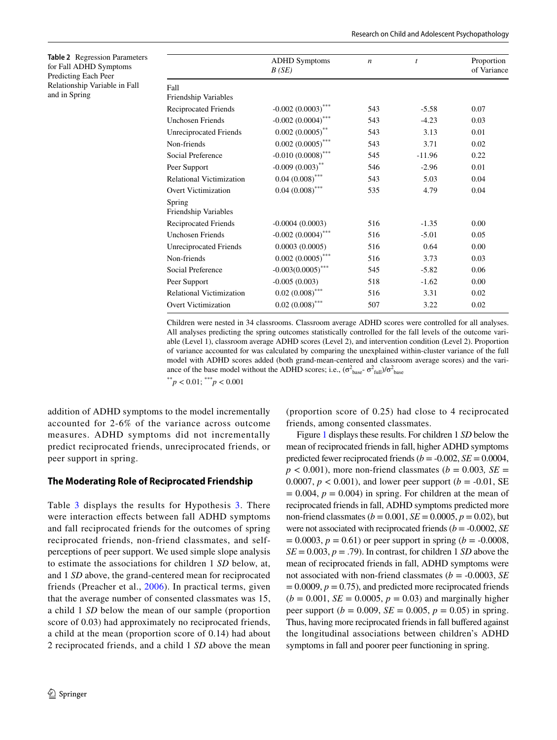**Table 2** Regression Parameters for Fall ADHD Symptoms Predicting Each Peer Relationship Variable in Fall and in Spring

| | ADHD Symptoms *B (SE)* | *n* | *t* | Proportion of Variance |
|---|---|---|---|---|
| Fall Friendship Variables | | | | |
| Reciprocated Friends | -0.002 (0.0003)*** | 543 | -5.58 | 0.07 |
| Unchosen Friends | -0.002 (0.0004)*** | 543 | -4.23 | 0.03 |
| Unreciprocated Friends | 0.002 (0.0005)** | 543 | 3.13 | 0.01 |
| Non-friends | 0.002 (0.0005)*** | 543 | 3.71 | 0.02 |
| Social Preference | -0.010 (0.0008)*** | 545 | -11.96 | 0.22 |
| Peer Support | -0.009 (0.003)** | 546 | -2.96 | 0.01 |
| Relational Victimization | 0.04 (0.008)*** | 543 | 5.03 | 0.04 |
| Overt Victimization | 0.04 (0.008)*** | 535 | 4.79 | 0.04 |
| Spring Friendship Variables | | | | |
| Reciprocated Friends | -0.0004 (0.0003) | 516 | -1.35 | 0.00 |
| Unchosen Friends | -0.002 (0.0004)*** | 516 | -5.01 | 0.05 |
| Unreciprocated Friends | 0.0003 (0.0005) | 516 | 0.64 | 0.00 |
| Non-friends | 0.002 (0.0005)*** | 516 | 3.73 | 0.03 |
| Social Preference | -0.003(0.0005)*** | 545 | -5.82 | 0.06 |
| Peer Support | -0.005 (0.003) | 518 | -1.62 | 0.00 |
| Relational Victimization | 0.02 (0.008)*** | 516 | 3.31 | 0.02 |
| Overt Victimization | 0.02 (0.008)*** | 507 | 3.22 | 0.02 |

Children were nested in 34 classrooms. Classroom average ADHD scores were controlled for all analyses. All analyses predicting the spring outcomes statistically controlled for the fall levels of the outcome variable (Level 1), classroom average ADHD scores (Level 2), and intervention condition (Level 2). Proportion of variance accounted for was calculated by comparing the unexplained within-cluster variance of the full model with ADHD scores added (both grand-mean-centered and classroom average scores) and the variance of the base model without the ADHD scores; i.e., $(\sigma^2_{base} - \sigma^2_{full})/\sigma^2_{base}$

$^{**}p < 0.01$; $^{***}p < 0.001$

addition of ADHD symptoms to the model incrementally accounted for 2-6% of the variance across outcome measures. ADHD symptoms did not incrementally predict reciprocated friends, unreciprocated friends, or peer support in spring.

### The Moderating Role of Reciprocated Friendship

Table 3 displays the results for Hypothesis 3. There were interaction effects between fall ADHD symptoms and fall reciprocated friends for the outcomes of spring reciprocated friends, non-friend classmates, and self-perceptions of peer support. We used simple slope analysis to estimate the associations for children 1 *SD* below, at, and 1 *SD* above, the grand-centered mean for reciprocated friends (Preacher et al., 2006). In practical terms, given that the average number of consented classmates was 15, a child 1 *SD* below the mean of our sample (proportion score of 0.03) had approximately no reciprocated friends, a child at the mean (proportion score of 0.14) had about 2 reciprocated friends, and a child 1 *SD* above the mean (proportion score of 0.25) had close to 4 reciprocated friends, among consented classmates.

Figure 1 displays these results. For children 1 *SD* below the mean of reciprocated friends in fall, higher ADHD symptoms predicted fewer reciprocated friends ($b = -0.002$, $SE = 0.0004$, $p < 0.001$), more non-friend classmates ($b = 0.003$, $SE = 0.0007$, $p < 0.001$), and lower peer support ($b = -0.01$, $SE = 0.004$, $p = 0.004$) in spring. For children at the mean of reciprocated friends in fall, ADHD symptoms predicted more non-friend classmates ($b = 0.001$, $SE = 0.0005$, $p = 0.02$), but were not associated with reciprocated friends ($b = -0.0002$, $SE = 0.0003$, $p = 0.61$) or peer support in spring ($b = -0.0008$, $SE = 0.003$, $p = .79$). In contrast, for children 1 *SD* above the mean of reciprocated friends in fall, ADHD symptoms were not associated with non-friend classmates ($b = -0.0003$, $SE = 0.0009$, $p = 0.75$), and predicted more reciprocated friends ($b = 0.001$, $SE = 0.0005$, $p = 0.03$) and marginally higher peer support ($b = 0.009$, $SE = 0.005$, $p = 0.05$) in spring. Thus, having more reciprocated friends in fall buffered against the longitudinal associations between children's ADHD symptoms in fall and poorer peer functioning in spring.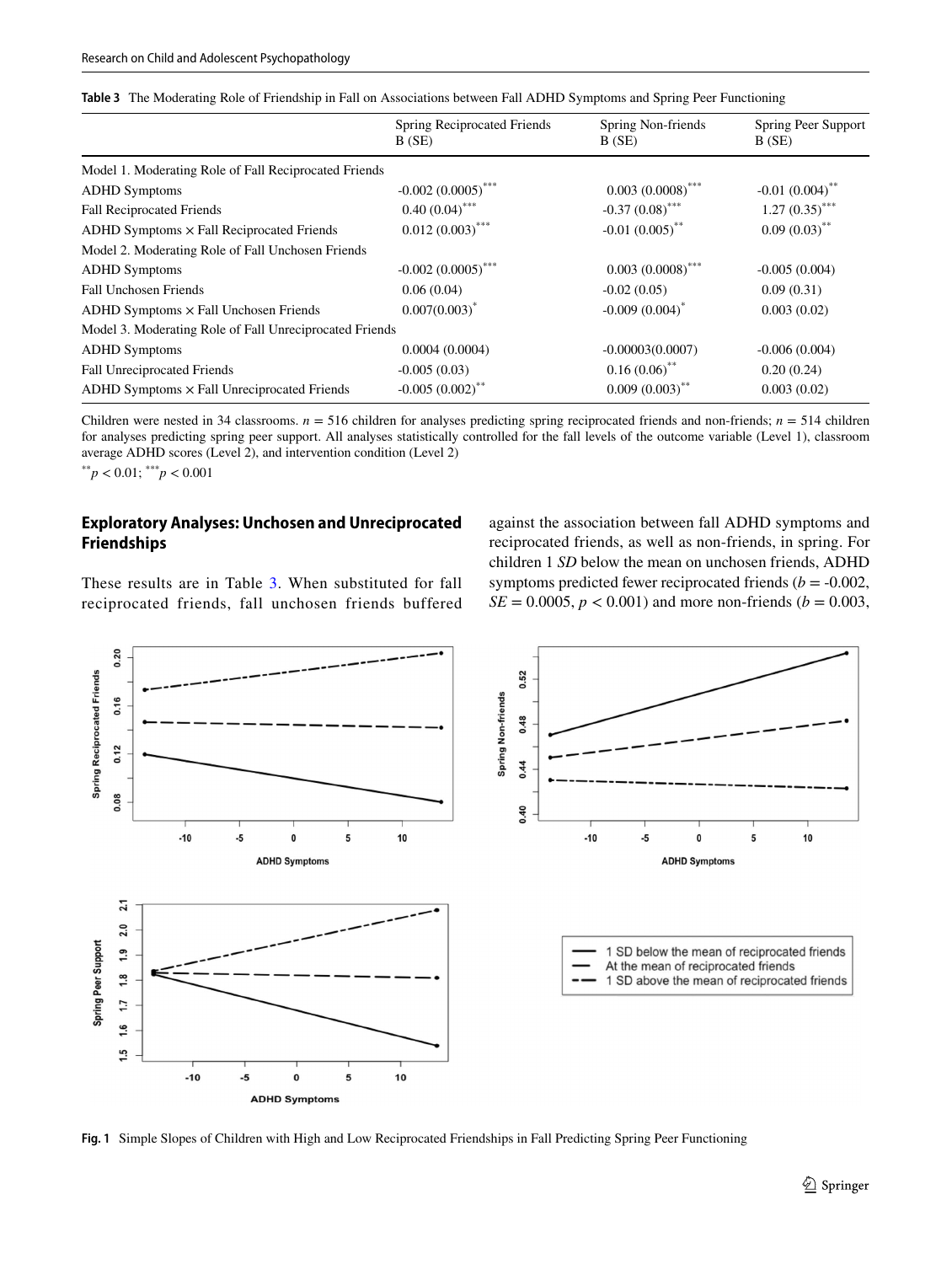**Table 3** The Moderating Role of Friendship in Fall on Associations between Fall ADHD Symptoms and Spring Peer Functioning

| | Spring Reciprocated Friends B (SE) | Spring Non-friends B (SE) | Spring Peer Support B (SE) |
|---|---|---|---|
| Model 1. Moderating Role of Fall Reciprocated Friends | | | |
| ADHD Symptoms | -0.002 (0.0005)*** | 0.003 (0.0008)*** | -0.01 (0.004)** |
| Fall Reciprocated Friends | 0.40 (0.04)*** | -0.37 (0.08)*** | 1.27 (0.35)*** |
| ADHD Symptoms × Fall Reciprocated Friends | 0.012 (0.003)*** | -0.01 (0.005)** | 0.09 (0.03)** |
| Model 2. Moderating Role of Fall Unchosen Friends | | | |
| ADHD Symptoms | -0.002 (0.0005)*** | 0.003 (0.0008)*** | -0.005 (0.004) |
| Fall Unchosen Friends | 0.06 (0.04) | -0.02 (0.05) | 0.09 (0.31) |
| ADHD Symptoms × Fall Unchosen Friends | 0.007(0.003)* | -0.009 (0.004)* | 0.003 (0.02) |
| Model 3. Moderating Role of Fall Unreciprocated Friends | | | |
| ADHD Symptoms | 0.0004 (0.0004) | -0.00003(0.0007) | -0.006 (0.004) |
| Fall Unreciprocated Friends | -0.005 (0.03) | 0.16 (0.06)** | 0.20 (0.24) |
| ADHD Symptoms × Fall Unreciprocated Friends | -0.005 (0.002)** | 0.009 (0.003)** | 0.003 (0.02) |

Children were nested in 34 classrooms. $n$ = 516 children for analyses predicting spring reciprocated friends and non-friends; $n$ = 514 children for analyses predicting spring peer support. All analyses statistically controlled for the fall levels of the outcome variable (Level 1), classroom average ADHD scores (Level 2), and intervention condition (Level 2)

**$p < 0.01$; ***$p < 0.001$

## Exploratory Analyses: Unchosen and Unreciprocated Friendships

These results are in Table 3. When substituted for fall reciprocated friends, fall unchosen friends buffered against the association between fall ADHD symptoms and reciprocated friends, as well as non-friends, in spring. For children 1 *SD* below the mean on unchosen friends, ADHD symptoms predicted fewer reciprocated friends ($b$ = -0.002, $SE$ = 0.0005, $p < 0.001$) and more non-friends ($b$ = 0.003,

**Fig. 1** Simple Slopes of Children with High and Low Reciprocated Friendships in Fall Predicting Spring Peer Functioning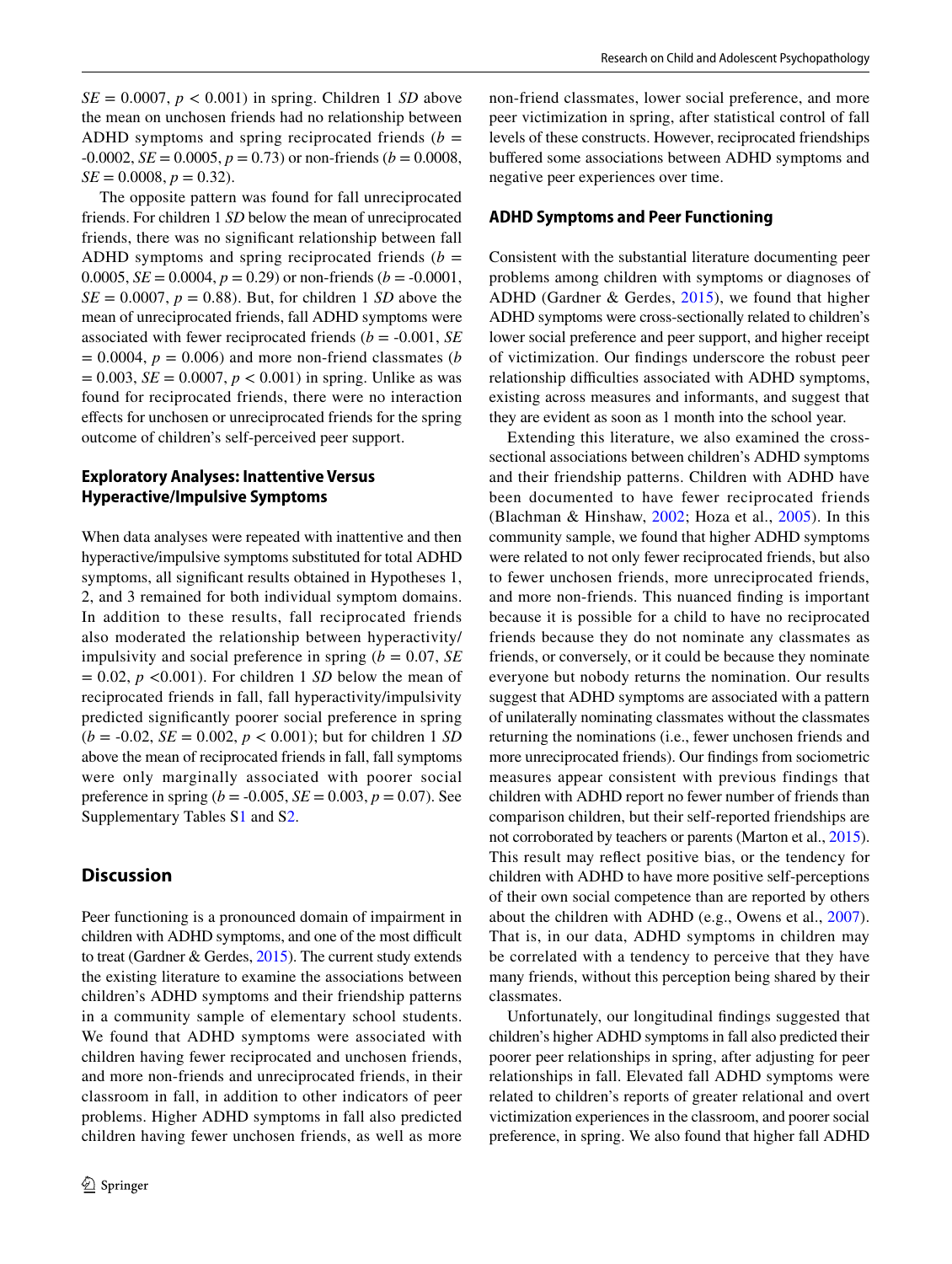$SE = 0.0007$, $p < 0.001$) in spring. Children 1 *SD* above the mean on unchosen friends had no relationship between ADHD symptoms and spring reciprocated friends ($b = -0.0002$, $SE = 0.0005$, $p = 0.73$) or non-friends ($b = 0.0008$, $SE = 0.0008$, $p = 0.32$).

The opposite pattern was found for fall unreciprocated friends. For children 1 *SD* below the mean of unreciprocated friends, there was no significant relationship between fall ADHD symptoms and spring reciprocated friends ($b = 0.0005$, $SE = 0.0004$, $p = 0.29$) or non-friends ($b = -0.0001$, $SE = 0.0007$, $p = 0.88$). But, for children 1 *SD* above the mean of unreciprocated friends, fall ADHD symptoms were associated with fewer reciprocated friends ($b = -0.001$, $SE = 0.0004$, $p = 0.006$) and more non-friend classmates ($b = 0.003$, $SE = 0.0007$, $p < 0.001$) in spring. Unlike as was found for reciprocated friends, there were no interaction effects for unchosen or unreciprocated friends for the spring outcome of children's self-perceived peer support.

### Exploratory Analyses: Inattentive Versus Hyperactive/Impulsive Symptoms

When data analyses were repeated with inattentive and then hyperactive/impulsive symptoms substituted for total ADHD symptoms, all significant results obtained in Hypotheses 1, 2, and 3 remained for both individual symptom domains. In addition to these results, fall reciprocated friends also moderated the relationship between hyperactivity/impulsivity and social preference in spring ($b = 0.07$, $SE = 0.02$, $p < 0.001$). For children 1 *SD* below the mean of reciprocated friends in fall, fall hyperactivity/impulsivity predicted significantly poorer social preference in spring ($b = -0.02$, $SE = 0.002$, $p < 0.001$); but for children 1 *SD* above the mean of reciprocated friends in fall, fall symptoms were only marginally associated with poorer social preference in spring ($b = -0.005$, $SE = 0.003$, $p = 0.07$). See Supplementary Tables S1 and S2.

## Discussion

Peer functioning is a pronounced domain of impairment in children with ADHD symptoms, and one of the most difficult to treat (Gardner & Gerdes, 2015). The current study extends the existing literature to examine the associations between children's ADHD symptoms and their friendship patterns in a community sample of elementary school students. We found that ADHD symptoms were associated with children having fewer reciprocated and unchosen friends, and more non-friends and unreciprocated friends, in their classroom in fall, in addition to other indicators of peer problems. Higher ADHD symptoms in fall also predicted children having fewer unchosen friends, as well as more non-friend classmates, lower social preference, and more peer victimization in spring, after statistical control of fall levels of these constructs. However, reciprocated friendships buffered some associations between ADHD symptoms and negative peer experiences over time.

### ADHD Symptoms and Peer Functioning

Consistent with the substantial literature documenting peer problems among children with symptoms or diagnoses of ADHD (Gardner & Gerdes, 2015), we found that higher ADHD symptoms were cross-sectionally related to children's lower social preference and peer support, and higher receipt of victimization. Our findings underscore the robust peer relationship difficulties associated with ADHD symptoms, existing across measures and informants, and suggest that they are evident as soon as 1 month into the school year.

Extending this literature, we also examined the cross-sectional associations between children's ADHD symptoms and their friendship patterns. Children with ADHD have been documented to have fewer reciprocated friends (Blachman & Hinshaw, 2002; Hoza et al., 2005). In this community sample, we found that higher ADHD symptoms were related to not only fewer reciprocated friends, but also to fewer unchosen friends, more unreciprocated friends, and more non-friends. This nuanced finding is important because it is possible for a child to have no reciprocated friends because they do not nominate any classmates as friends, or conversely, or it could be because they nominate everyone but nobody returns the nomination. Our results suggest that ADHD symptoms are associated with a pattern of unilaterally nominating classmates without the classmates returning the nominations (i.e., fewer unchosen friends and more unreciprocated friends). Our findings from sociometric measures appear consistent with previous findings that children with ADHD report no fewer number of friends than comparison children, but their self-reported friendships are not corroborated by teachers or parents (Marton et al., 2015). This result may reflect positive bias, or the tendency for children with ADHD to have more positive self-perceptions of their own social competence than are reported by others about the children with ADHD (e.g., Owens et al., 2007). That is, in our data, ADHD symptoms in children may be correlated with a tendency to perceive that they have many friends, without this perception being shared by their classmates.

Unfortunately, our longitudinal findings suggested that children's higher ADHD symptoms in fall also predicted their poorer peer relationships in spring, after adjusting for peer relationships in fall. Elevated fall ADHD symptoms were related to children's reports of greater relational and overt victimization experiences in the classroom, and poorer social preference, in spring. We also found that higher fall ADHD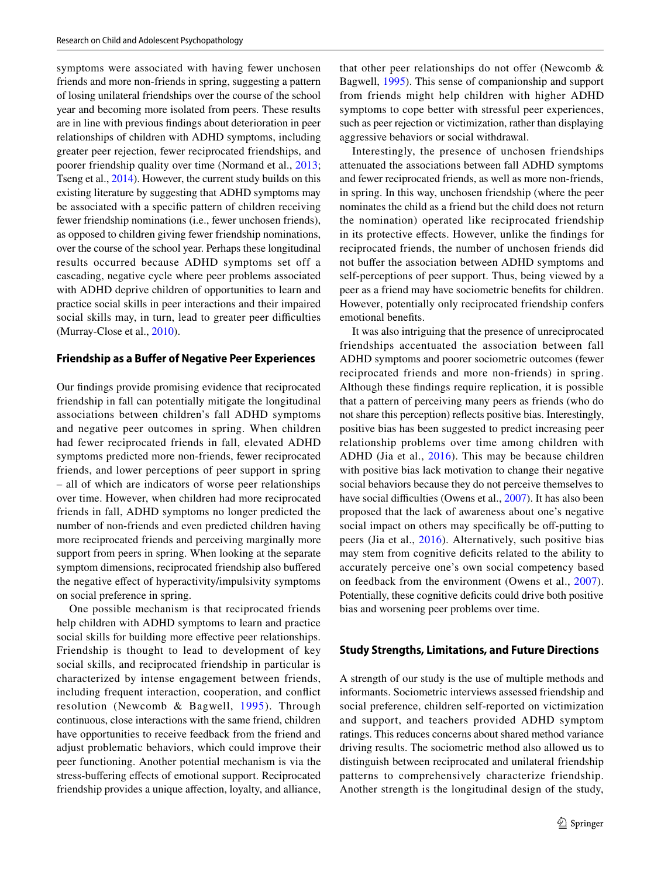symptoms were associated with having fewer unchosen friends and more non-friends in spring, suggesting a pattern of losing unilateral friendships over the course of the school year and becoming more isolated from peers. These results are in line with previous findings about deterioration in peer relationships of children with ADHD symptoms, including greater peer rejection, fewer reciprocated friendships, and poorer friendship quality over time (Normand et al., 2013; Tseng et al., 2014). However, the current study builds on this existing literature by suggesting that ADHD symptoms may be associated with a specific pattern of children receiving fewer friendship nominations (i.e., fewer unchosen friends), as opposed to children giving fewer friendship nominations, over the course of the school year. Perhaps these longitudinal results occurred because ADHD symptoms set off a cascading, negative cycle where peer problems associated with ADHD deprive children of opportunities to learn and practice social skills in peer interactions and their impaired social skills may, in turn, lead to greater peer difficulties (Murray-Close et al., 2010).

### Friendship as a Buffer of Negative Peer Experiences

Our findings provide promising evidence that reciprocated friendship in fall can potentially mitigate the longitudinal associations between children's fall ADHD symptoms and negative peer outcomes in spring. When children had fewer reciprocated friends in fall, elevated ADHD symptoms predicted more non-friends, fewer reciprocated friends, and lower perceptions of peer support in spring – all of which are indicators of worse peer relationships over time. However, when children had more reciprocated friends in fall, ADHD symptoms no longer predicted the number of non-friends and even predicted children having more reciprocated friends and perceiving marginally more support from peers in spring. When looking at the separate symptom dimensions, reciprocated friendship also buffered the negative effect of hyperactivity/impulsivity symptoms on social preference in spring.

One possible mechanism is that reciprocated friends help children with ADHD symptoms to learn and practice social skills for building more effective peer relationships. Friendship is thought to lead to development of key social skills, and reciprocated friendship in particular is characterized by intense engagement between friends, including frequent interaction, cooperation, and conflict resolution (Newcomb & Bagwell, 1995). Through continuous, close interactions with the same friend, children have opportunities to receive feedback from the friend and adjust problematic behaviors, which could improve their peer functioning. Another potential mechanism is via the stress-buffering effects of emotional support. Reciprocated friendship provides a unique affection, loyalty, and alliance, that other peer relationships do not offer (Newcomb & Bagwell, 1995). This sense of companionship and support from friends might help children with higher ADHD symptoms to cope better with stressful peer experiences, such as peer rejection or victimization, rather than displaying aggressive behaviors or social withdrawal.

Interestingly, the presence of unchosen friendships attenuated the associations between fall ADHD symptoms and fewer reciprocated friends, as well as more non-friends, in spring. In this way, unchosen friendship (where the peer nominates the child as a friend but the child does not return the nomination) operated like reciprocated friendship in its protective effects. However, unlike the findings for reciprocated friends, the number of unchosen friends did not buffer the association between ADHD symptoms and self-perceptions of peer support. Thus, being viewed by a peer as a friend may have sociometric benefits for children. However, potentially only reciprocated friendship confers emotional benefits.

It was also intriguing that the presence of unreciprocated friendships accentuated the association between fall ADHD symptoms and poorer sociometric outcomes (fewer reciprocated friends and more non-friends) in spring. Although these findings require replication, it is possible that a pattern of perceiving many peers as friends (who do not share this perception) reflects positive bias. Interestingly, positive bias has been suggested to predict increasing peer relationship problems over time among children with ADHD (Jia et al., 2016). This may be because children with positive bias lack motivation to change their negative social behaviors because they do not perceive themselves to have social difficulties (Owens et al., 2007). It has also been proposed that the lack of awareness about one's negative social impact on others may specifically be off-putting to peers (Jia et al., 2016). Alternatively, such positive bias may stem from cognitive deficits related to the ability to accurately perceive one's own social competency based on feedback from the environment (Owens et al., 2007). Potentially, these cognitive deficits could drive both positive bias and worsening peer problems over time.

### Study Strengths, Limitations, and Future Directions

A strength of our study is the use of multiple methods and informants. Sociometric interviews assessed friendship and social preference, children self-reported on victimization and support, and teachers provided ADHD symptom ratings. This reduces concerns about shared method variance driving results. The sociometric method also allowed us to distinguish between reciprocated and unilateral friendship patterns to comprehensively characterize friendship. Another strength is the longitudinal design of the study,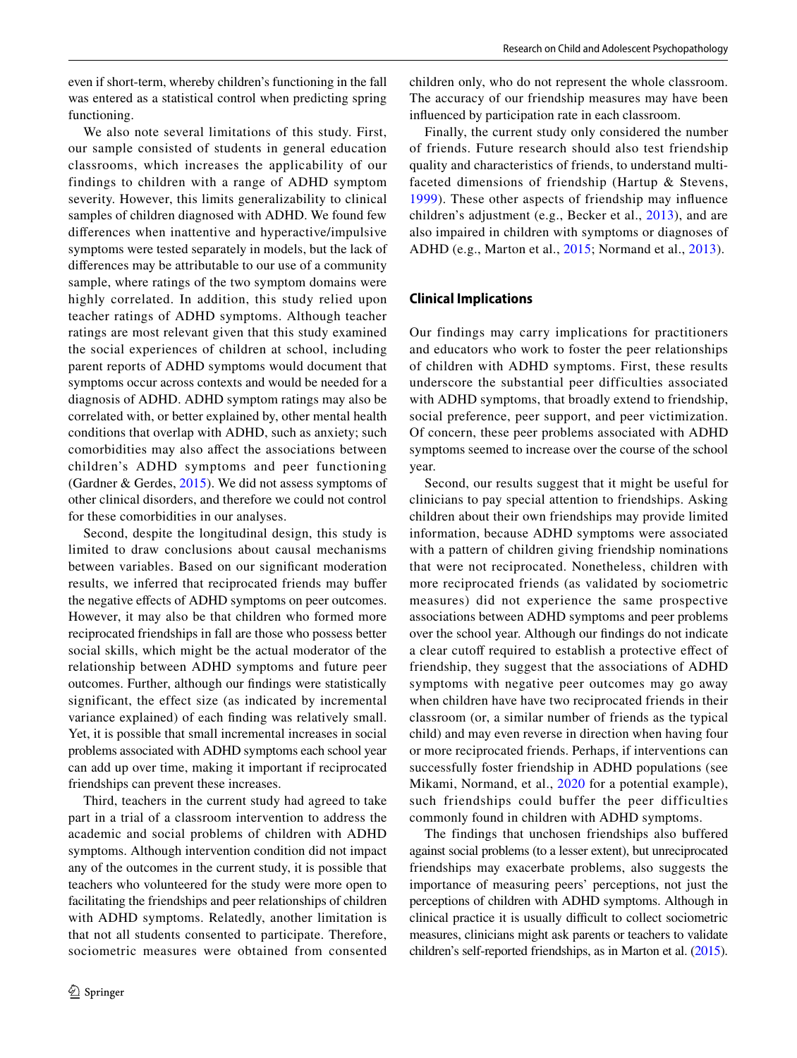even if short-term, whereby children's functioning in the fall was entered as a statistical control when predicting spring functioning.

We also note several limitations of this study. First, our sample consisted of students in general education classrooms, which increases the applicability of our findings to children with a range of ADHD symptom severity. However, this limits generalizability to clinical samples of children diagnosed with ADHD. We found few differences when inattentive and hyperactive/impulsive symptoms were tested separately in models, but the lack of differences may be attributable to our use of a community sample, where ratings of the two symptom domains were highly correlated. In addition, this study relied upon teacher ratings of ADHD symptoms. Although teacher ratings are most relevant given that this study examined the social experiences of children at school, including parent reports of ADHD symptoms would document that symptoms occur across contexts and would be needed for a diagnosis of ADHD. ADHD symptom ratings may also be correlated with, or better explained by, other mental health conditions that overlap with ADHD, such as anxiety; such comorbidities may also affect the associations between children's ADHD symptoms and peer functioning (Gardner & Gerdes, 2015). We did not assess symptoms of other clinical disorders, and therefore we could not control for these comorbidities in our analyses.

Second, despite the longitudinal design, this study is limited to draw conclusions about causal mechanisms between variables. Based on our significant moderation results, we inferred that reciprocated friends may buffer the negative effects of ADHD symptoms on peer outcomes. However, it may also be that children who formed more reciprocated friendships in fall are those who possess better social skills, which might be the actual moderator of the relationship between ADHD symptoms and future peer outcomes. Further, although our findings were statistically significant, the effect size (as indicated by incremental variance explained) of each finding was relatively small. Yet, it is possible that small incremental increases in social problems associated with ADHD symptoms each school year can add up over time, making it important if reciprocated friendships can prevent these increases.

Third, teachers in the current study had agreed to take part in a trial of a classroom intervention to address the academic and social problems of children with ADHD symptoms. Although intervention condition did not impact any of the outcomes in the current study, it is possible that teachers who volunteered for the study were more open to facilitating the friendships and peer relationships of children with ADHD symptoms. Relatedly, another limitation is that not all students consented to participate. Therefore, sociometric measures were obtained from consented children only, who do not represent the whole classroom. The accuracy of our friendship measures may have been influenced by participation rate in each classroom.

Finally, the current study only considered the number of friends. Future research should also test friendship quality and characteristics of friends, to understand multi-faceted dimensions of friendship (Hartup & Stevens, 1999). These other aspects of friendship may influence children's adjustment (e.g., Becker et al., 2013), and are also impaired in children with symptoms or diagnoses of ADHD (e.g., Marton et al., 2015; Normand et al., 2013).

## Clinical Implications

Our findings may carry implications for practitioners and educators who work to foster the peer relationships of children with ADHD symptoms. First, these results underscore the substantial peer difficulties associated with ADHD symptoms, that broadly extend to friendship, social preference, peer support, and peer victimization. Of concern, these peer problems associated with ADHD symptoms seemed to increase over the course of the school year.

Second, our results suggest that it might be useful for clinicians to pay special attention to friendships. Asking children about their own friendships may provide limited information, because ADHD symptoms were associated with a pattern of children giving friendship nominations that were not reciprocated. Nonetheless, children with more reciprocated friends (as validated by sociometric measures) did not experience the same prospective associations between ADHD symptoms and peer problems over the school year. Although our findings do not indicate a clear cutoff required to establish a protective effect of friendship, they suggest that the associations of ADHD symptoms with negative peer outcomes may go away when children have have two reciprocated friends in their classroom (or, a similar number of friends as the typical child) and may even reverse in direction when having four or more reciprocated friends. Perhaps, if interventions can successfully foster friendship in ADHD populations (see Mikami, Normand, et al., 2020 for a potential example), such friendships could buffer the peer difficulties commonly found in children with ADHD symptoms.

The findings that unchosen friendships also buffered against social problems (to a lesser extent), but unreciprocated friendships may exacerbate problems, also suggests the importance of measuring peers' perceptions, not just the perceptions of children with ADHD symptoms. Although in clinical practice it is usually difficult to collect sociometric measures, clinicians might ask parents or teachers to validate children's self-reported friendships, as in Marton et al. (2015).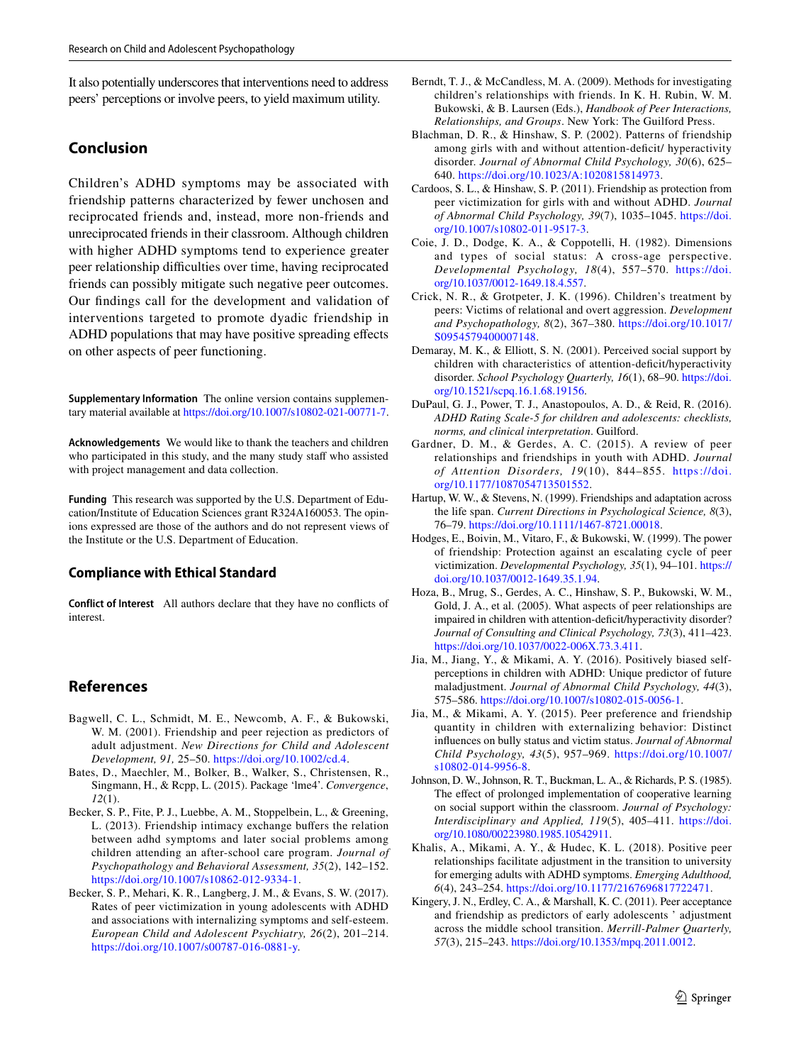It also potentially underscores that interventions need to address peers' perceptions or involve peers, to yield maximum utility.

## Conclusion

Children's ADHD symptoms may be associated with friendship patterns characterized by fewer unchosen and reciprocated friends and, instead, more non-friends and unreciprocated friends in their classroom. Although children with higher ADHD symptoms tend to experience greater peer relationship difficulties over time, having reciprocated friends can possibly mitigate such negative peer outcomes. Our findings call for the development and validation of interventions targeted to promote dyadic friendship in ADHD populations that may have positive spreading effects on other aspects of peer functioning.

**Supplementary Information** The online version contains supplementary material available at https://doi.org/10.1007/s10802-021-00771-7.

**Acknowledgements** We would like to thank the teachers and children who participated in this study, and the many study staff who assisted with project management and data collection.

**Funding** This research was supported by the U.S. Department of Education/Institute of Education Sciences grant R324A160053. The opinions expressed are those of the authors and do not represent views of the Institute or the U.S. Department of Education.

### Compliance with Ethical Standard

**Conflict of Interest** All authors declare that they have no conflicts of interest.

## References

Bagwell, C. L., Schmidt, M. E., Newcomb, A. F., & Bukowski, W. M. (2001). Friendship and peer rejection as predictors of adult adjustment. *New Directions for Child and Adolescent Development, 91,* 25–50. https://doi.org/10.1002/cd.4.

Bates, D., Maechler, M., Bolker, B., Walker, S., Christensen, R., Singmann, H., & Rcpp, L. (2015). Package 'lme4'. *Convergence, 12*(1).

Becker, S. P., Fite, P. J., Luebbe, A. M., Stoppelbein, L., & Greening, L. (2013). Friendship intimacy exchange buffers the relation between adhd symptoms and later social problems among children attending an after-school care program. *Journal of Psychopathology and Behavioral Assessment, 35*(2), 142–152. https://doi.org/10.1007/s10862-012-9334-1.

Becker, S. P., Mehari, K. R., Langberg, J. M., & Evans, S. W. (2017). Rates of peer victimization in young adolescents with ADHD and associations with internalizing symptoms and self-esteem. *European Child and Adolescent Psychiatry, 26*(2), 201–214. https://doi.org/10.1007/s00787-016-0881-y.

Berndt, T. J., & McCandless, M. A. (2009). Methods for investigating children's relationships with friends. In K. H. Rubin, W. M. Bukowski, & B. Laursen (Eds.), *Handbook of Peer Interactions, Relationships, and Groups*. New York: The Guilford Press.

Blachman, D. R., & Hinshaw, S. P. (2002). Patterns of friendship among girls with and without attention-deficit/ hyperactivity disorder. *Journal of Abnormal Child Psychology, 30*(6), 625–640. https://doi.org/10.1023/A:1020815814973.

Cardoos, S. L., & Hinshaw, S. P. (2011). Friendship as protection from peer victimization for girls with and without ADHD. *Journal of Abnormal Child Psychology, 39*(7), 1035–1045. https://doi.org/10.1007/s10802-011-9517-3.

Coie, J. D., Dodge, K. A., & Coppotelli, H. (1982). Dimensions and types of social status: A cross-age perspective. *Developmental Psychology, 18*(4), 557–570. https://doi.org/10.1037/0012-1649.18.4.557.

Crick, N. R., & Grotpeter, J. K. (1996). Children's treatment by peers: Victims of relational and overt aggression. *Development and Psychopathology, 8*(2), 367–380. https://doi.org/10.1017/S0954579400007148.

Demaray, M. K., & Elliott, S. N. (2001). Perceived social support by children with characteristics of attention-deficit/hyperactivity disorder. *School Psychology Quarterly, 16*(1), 68–90. https://doi.org/10.1521/scpq.16.1.68.19156.

DuPaul, G. J., Power, T. J., Anastopoulos, A. D., & Reid, R. (2016). *ADHD Rating Scale-5 for children and adolescents: checklists, norms, and clinical interpretation*. Guilford.

Gardner, D. M., & Gerdes, A. C. (2015). A review of peer relationships and friendships in youth with ADHD. *Journal of Attention Disorders, 19*(10), 844–855. https://doi.org/10.1177/1087054713501552.

Hartup, W. W., & Stevens, N. (1999). Friendships and adaptation across the life span. *Current Directions in Psychological Science, 8*(3), 76–79. https://doi.org/10.1111/1467-8721.00018.

Hodges, E., Boivin, M., Vitaro, F., & Bukowski, W. (1999). The power of friendship: Protection against an escalating cycle of peer victimization. *Developmental Psychology, 35*(1), 94–101. https://doi.org/10.1037/0012-1649.35.1.94.

Hoza, B., Mrug, S., Gerdes, A. C., Hinshaw, S. P., Bukowski, W. M., Gold, J. A., et al. (2005). What aspects of peer relationships are impaired in children with attention-deficit/hyperactivity disorder? *Journal of Consulting and Clinical Psychology, 73*(3), 411–423. https://doi.org/10.1037/0022-006X.73.3.411.

Jia, M., Jiang, Y., & Mikami, A. Y. (2016). Positively biased self-perceptions in children with ADHD: Unique predictor of future maladjustment. *Journal of Abnormal Child Psychology, 44*(3), 575–586. https://doi.org/10.1007/s10802-015-0056-1.

Jia, M., & Mikami, A. Y. (2015). Peer preference and friendship quantity in children with externalizing behavior: Distinct influences on bully status and victim status. *Journal of Abnormal Child Psychology, 43*(5), 957–969. https://doi.org/10.1007/s10802-014-9956-8.

Johnson, D. W., Johnson, R. T., Buckman, L. A., & Richards, P. S. (1985). The effect of prolonged implementation of cooperative learning on social support within the classroom. *Journal of Psychology: Interdisciplinary and Applied, 119*(5), 405–411. https://doi.org/10.1080/00223980.1985.10542911.

Khalis, A., Mikami, A. Y., & Hudec, K. L. (2018). Positive peer relationships facilitate adjustment in the transition to university for emerging adults with ADHD symptoms. *Emerging Adulthood, 6*(4), 243–254. https://doi.org/10.1177/2167696817722471.

Kingery, J. N., Erdley, C. A., & Marshall, K. C. (2011). Peer acceptance and friendship as predictors of early adolescents ' adjustment across the middle school transition. *Merrill-Palmer Quarterly, 57*(3), 215–243. https://doi.org/10.1353/mpq.2011.0012.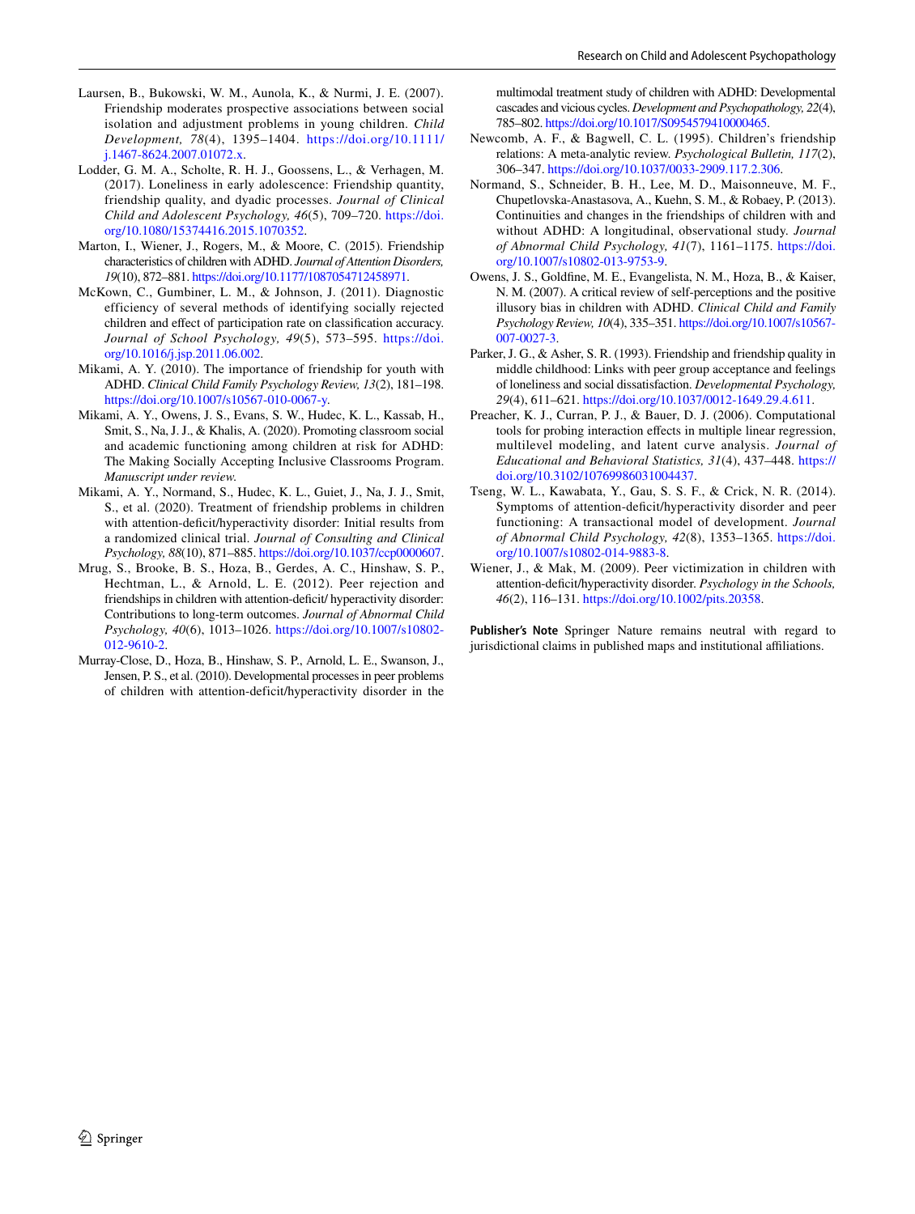Laursen, B., Bukowski, W. M., Aunola, K., & Nurmi, J. E. (2007). Friendship moderates prospective associations between social isolation and adjustment problems in young children. *Child Development, 78*(4), 1395–1404. https://doi.org/10.1111/j.1467-8624.2007.01072.x.

Lodder, G. M. A., Scholte, R. H. J., Goossens, L., & Verhagen, M. (2017). Loneliness in early adolescence: Friendship quantity, friendship quality, and dyadic processes. *Journal of Clinical Child and Adolescent Psychology, 46*(5), 709–720. https://doi.org/10.1080/15374416.2015.1070352.

Marton, I., Wiener, J., Rogers, M., & Moore, C. (2015). Friendship characteristics of children with ADHD. *Journal of Attention Disorders, 19*(10), 872–881. https://doi.org/10.1177/1087054712458971.

McKown, C., Gumbiner, L. M., & Johnson, J. (2011). Diagnostic efficiency of several methods of identifying socially rejected children and effect of participation rate on classification accuracy. *Journal of School Psychology, 49*(5), 573–595. https://doi.org/10.1016/j.jsp.2011.06.002.

Mikami, A. Y. (2010). The importance of friendship for youth with ADHD. *Clinical Child Family Psychology Review, 13*(2), 181–198. https://doi.org/10.1007/s10567-010-0067-y.

Mikami, A. Y., Owens, J. S., Evans, S. W., Hudec, K. L., Kassab, H., Smit, S., Na, J. J., & Khalis, A. (2020). Promoting classroom social and academic functioning among children at risk for ADHD: The Making Socially Accepting Inclusive Classrooms Program. *Manuscript under review.*

Mikami, A. Y., Normand, S., Hudec, K. L., Guiet, J., Na, J. J., Smit, S., et al. (2020). Treatment of friendship problems in children with attention-deficit/hyperactivity disorder: Initial results from a randomized clinical trial. *Journal of Consulting and Clinical Psychology, 88*(10), 871–885. https://doi.org/10.1037/ccp0000607.

Mrug, S., Brooke, B. S., Hoza, B., Gerdes, A. C., Hinshaw, S. P., Hechtman, L., & Arnold, L. E. (2012). Peer rejection and friendships in children with attention-deficit/ hyperactivity disorder: Contributions to long-term outcomes. *Journal of Abnormal Child Psychology, 40*(6), 1013–1026. https://doi.org/10.1007/s10802-012-9610-2.

Murray-Close, D., Hoza, B., Hinshaw, S. P., Arnold, L. E., Swanson, J., Jensen, P. S., et al. (2010). Developmental processes in peer problems of children with attention-deficit/hyperactivity disorder in the multimodal treatment study of children with ADHD: Developmental cascades and vicious cycles. *Development and Psychopathology, 22*(4), 785–802. https://doi.org/10.1017/S0954579410000465.

Newcomb, A. F., & Bagwell, C. L. (1995). Children's friendship relations: A meta-analytic review. *Psychological Bulletin, 117*(2), 306–347. https://doi.org/10.1037/0033-2909.117.2.306.

Normand, S., Schneider, B. H., Lee, M. D., Maisonneuve, M. F., Chupetlovska-Anastasova, A., Kuehn, S. M., & Robaey, P. (2013). Continuities and changes in the friendships of children with and without ADHD: A longitudinal, observational study. *Journal of Abnormal Child Psychology, 41*(7), 1161–1175. https://doi.org/10.1007/s10802-013-9753-9.

Owens, J. S., Goldfine, M. E., Evangelista, N. M., Hoza, B., & Kaiser, N. M. (2007). A critical review of self-perceptions and the positive illusory bias in children with ADHD. *Clinical Child and Family Psychology Review, 10*(4), 335–351. https://doi.org/10.1007/s10567-007-0027-3.

Parker, J. G., & Asher, S. R. (1993). Friendship and friendship quality in middle childhood: Links with peer group acceptance and feelings of loneliness and social dissatisfaction. *Developmental Psychology, 29*(4), 611–621. https://doi.org/10.1037/0012-1649.29.4.611.

Preacher, K. J., Curran, P. J., & Bauer, D. J. (2006). Computational tools for probing interaction effects in multiple linear regression, multilevel modeling, and latent curve analysis. *Journal of Educational and Behavioral Statistics, 31*(4), 437–448. https://doi.org/10.3102/10769986031004437.

Tseng, W. L., Kawabata, Y., Gau, S. S. F., & Crick, N. R. (2014). Symptoms of attention-deficit/hyperactivity disorder and peer functioning: A transactional model of development. *Journal of Abnormal Child Psychology, 42*(8), 1353–1365. https://doi.org/10.1007/s10802-014-9883-8.

Wiener, J., & Mak, M. (2009). Peer victimization in children with attention-deficit/hyperactivity disorder. *Psychology in the Schools, 46*(2), 116–131. https://doi.org/10.1002/pits.20358.

**Publisher's Note** Springer Nature remains neutral with regard to jurisdictional claims in published maps and institutional affiliations.